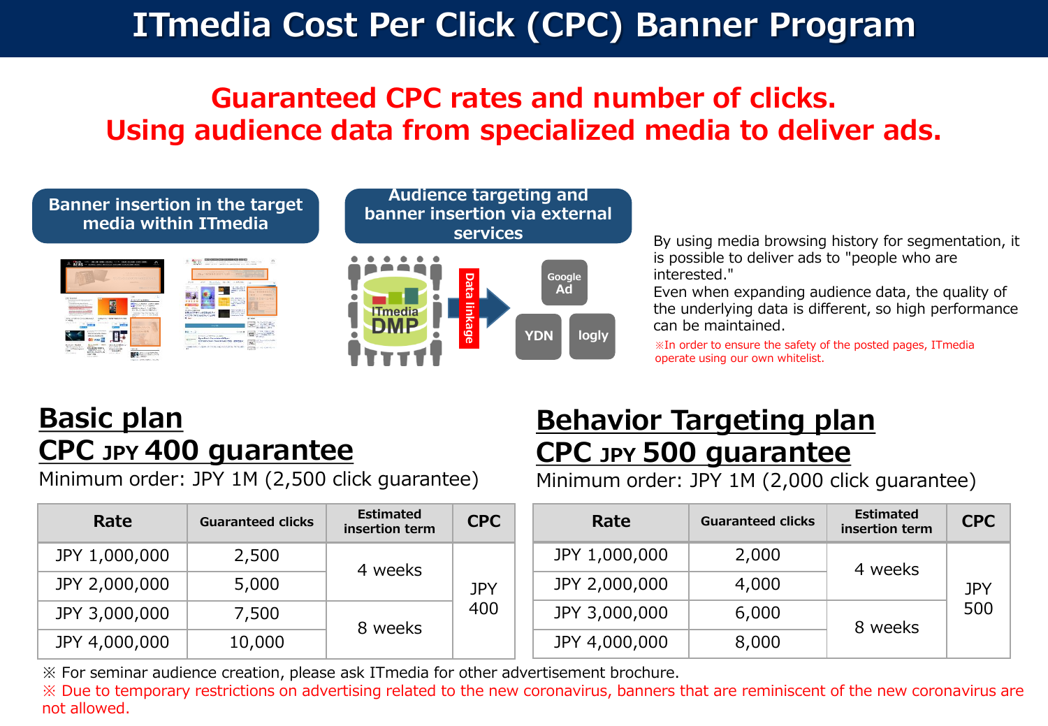# ITmedia Cost Per Click (CPC) Banner Program

## Guaranteed CPC rates and number of clicks.
## Using audience data from specialized media to deliver ads.

**Banner insertion in the target media within ITmedia**

**Audience targeting and banner insertion via external services**

ITmedia DMP

Data linkage

Google Ad

YDN

logly

By using media browsing history for segmentation, it is possible to deliver ads to "people who are interested."
Even when expanding audience data, the quality of the underlying data is different, so high performance can be maintained.

※In order to ensure the safety of the posted pages, ITmedia operate using our own whitelist.

## Basic plan
## CPC JPY 400 guarantee

Minimum order: JPY 1M (2,500 click guarantee)

| Rate | Guaranteed clicks | Estimated insertion term | CPC |
|---|---|---|---|
| JPY 1,000,000 | 2,500 | 4 weeks | JPY 400 |
| JPY 2,000,000 | 5,000 | | |
| JPY 3,000,000 | 7,500 | 8 weeks | |
| JPY 4,000,000 | 10,000 | | |

## Behavior Targeting plan
## CPC JPY 500 guarantee

Minimum order: JPY 1M (2,000 click guarantee)

| Rate | Guaranteed clicks | Estimated insertion term | CPC |
|---|---|---|---|
| JPY 1,000,000 | 2,000 | 4 weeks | JPY 500 |
| JPY 2,000,000 | 4,000 | | |
| JPY 3,000,000 | 6,000 | 8 weeks | |
| JPY 4,000,000 | 8,000 | | |

※ For seminar audience creation, please ask ITmedia for other advertisement brochure.

※ Due to temporary restrictions on advertising related to the new coronavirus, banners that are reminiscent of the new coronavirus are not allowed.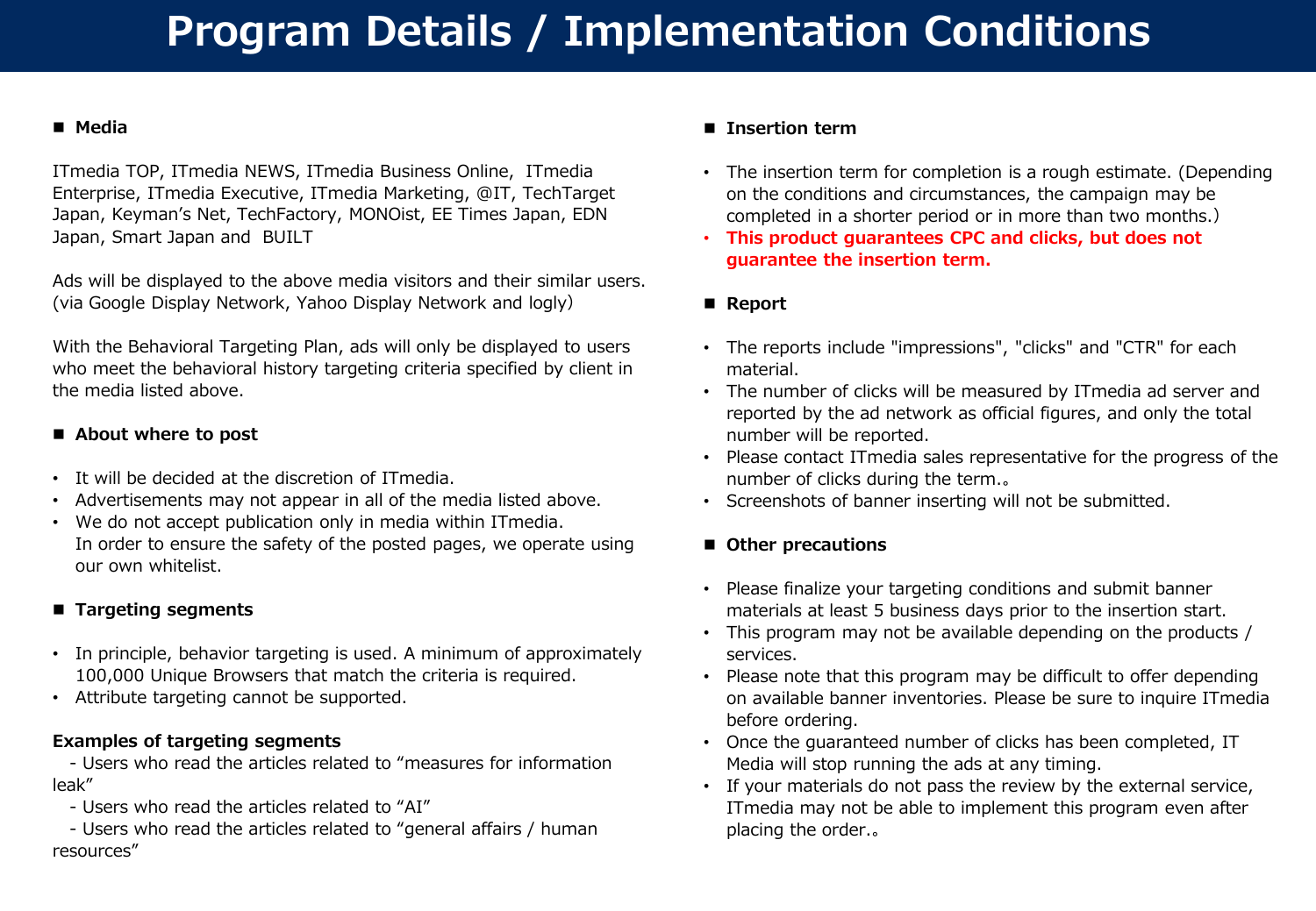# Program Details / Implementation Conditions

## ■ Media

ITmedia TOP, ITmedia NEWS, ITmedia Business Online, ITmedia Enterprise, ITmedia Executive, ITmedia Marketing, @IT, TechTarget Japan, Keyman's Net, TechFactory, MONOist, EE Times Japan, EDN Japan, Smart Japan and BUILT

Ads will be displayed to the above media visitors and their similar users. (via Google Display Network, Yahoo Display Network and logly)

With the Behavioral Targeting Plan, ads will only be displayed to users who meet the behavioral history targeting criteria specified by client in the media listed above.

## ■ About where to post

- It will be decided at the discretion of ITmedia.
- Advertisements may not appear in all of the media listed above.
- We do not accept publication only in media within ITmedia.
  In order to ensure the safety of the posted pages, we operate using our own whitelist.

## ■ Targeting segments

- In principle, behavior targeting is used. A minimum of approximately 100,000 Unique Browsers that match the criteria is required.
- Attribute targeting cannot be supported.

**Examples of targeting segments**

- Users who read the articles related to "measures for information leak"
- Users who read the articles related to "AI"
- Users who read the articles related to "general affairs / human resources"

## ■ Insertion term

- The insertion term for completion is a rough estimate. (Depending on the conditions and circumstances, the campaign may be completed in a shorter period or in more than two months.)
- **This product guarantees CPC and clicks, but does not guarantee the insertion term.**

## ■ Report

- The reports include "impressions", "clicks" and "CTR" for each material.
- The number of clicks will be measured by ITmedia ad server and reported by the ad network as official figures, and only the total number will be reported.
- Please contact ITmedia sales representative for the progress of the number of clicks during the term.。
- Screenshots of banner inserting will not be submitted.

## ■ Other precautions

- Please finalize your targeting conditions and submit banner materials at least 5 business days prior to the insertion start.
- This program may not be available depending on the products / services.
- Please note that this program may be difficult to offer depending on available banner inventories. Please be sure to inquire ITmedia before ordering.
- Once the guaranteed number of clicks has been completed, IT Media will stop running the ads at any timing.
- If your materials do not pass the review by the external service, ITmedia may not be able to implement this program even after placing the order.。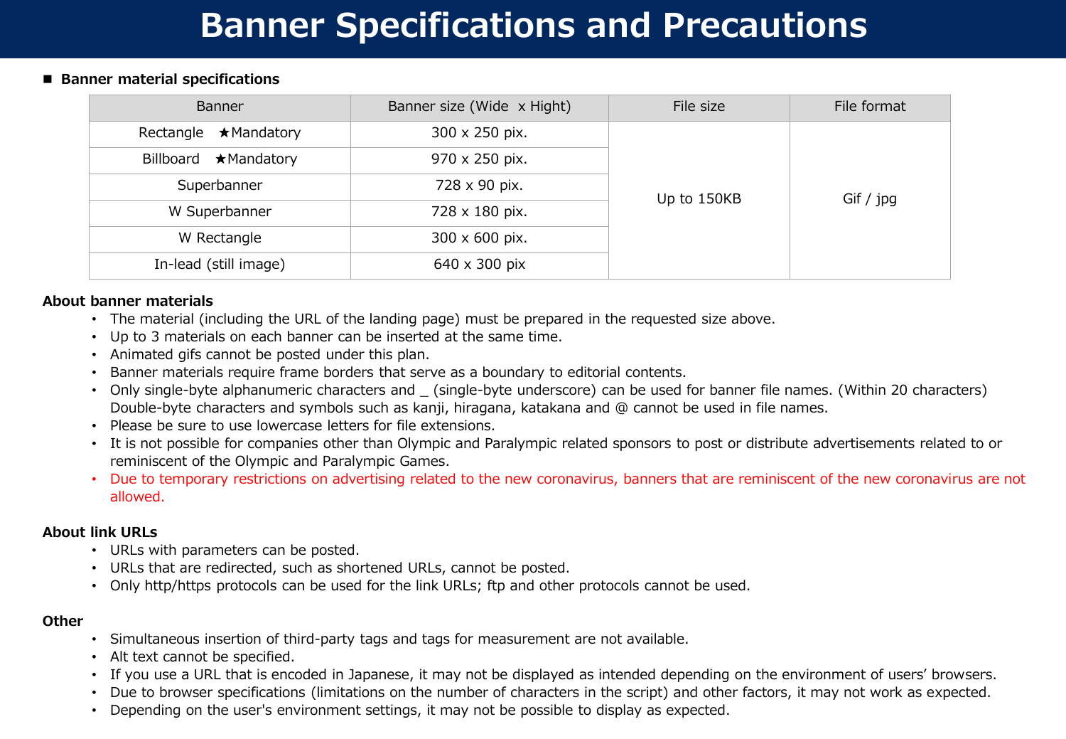# Banner Specifications and Precautions

■ **Banner material specifications**

| Banner | Banner size (Wide x Hight) | File size | File format |
|---|---|---|---|
| Rectangle ★Mandatory | 300 x 250 pix. | Up to 150KB | Gif / jpg |
| Billboard ★Mandatory | 970 x 250 pix. | | |
| Superbanner | 728 x 90 pix. | | |
| W Superbanner | 728 x 180 pix. | | |
| W Rectangle | 300 x 600 pix. | | |
| In-lead (still image) | 640 x 300 pix | | |

**About banner materials**

- The material (including the URL of the landing page) must be prepared in the requested size above.
- Up to 3 materials on each banner can be inserted at the same time.
- Animated gifs cannot be posted under this plan.
- Banner materials require frame borders that serve as a boundary to editorial contents.
- Only single-byte alphanumeric characters and _ (single-byte underscore) can be used for banner file names. (Within 20 characters) Double-byte characters and symbols such as kanji, hiragana, katakana and @ cannot be used in file names.
- Please be sure to use lowercase letters for file extensions.
- It is not possible for companies other than Olympic and Paralympic related sponsors to post or distribute advertisements related to or reminiscent of the Olympic and Paralympic Games.
- Due to temporary restrictions on advertising related to the new coronavirus, banners that are reminiscent of the new coronavirus are not allowed.

**About link URLs**

- URLs with parameters can be posted.
- URLs that are redirected, such as shortened URLs, cannot be posted.
- Only http/https protocols can be used for the link URLs; ftp and other protocols cannot be used.

**Other**

- Simultaneous insertion of third-party tags and tags for measurement are not available.
- Alt text cannot be specified.
- If you use a URL that is encoded in Japanese, it may not be displayed as intended depending on the environment of users' browsers.
- Due to browser specifications (limitations on the number of characters in the script) and other factors, it may not work as expected.
- Depending on the user's environment settings, it may not be possible to display as expected.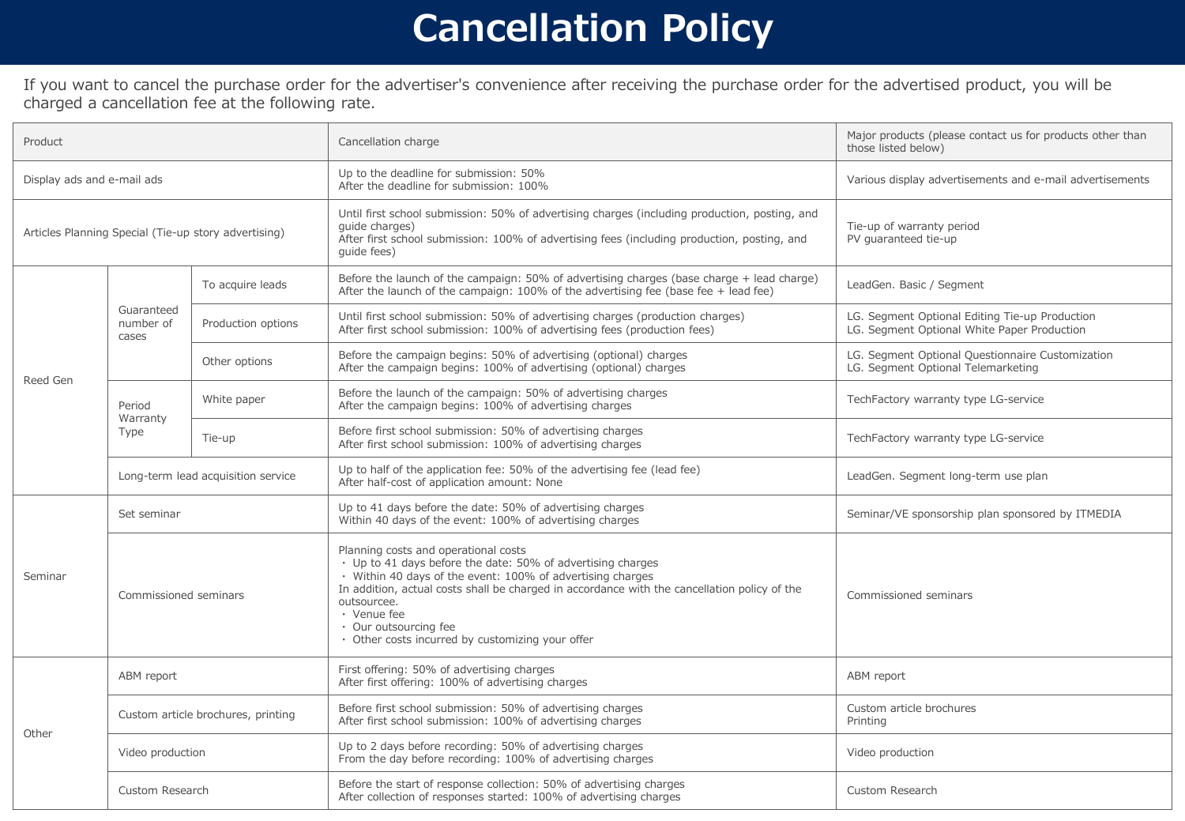# Cancellation Policy

If you want to cancel the purchase order for the advertiser's convenience after receiving the purchase order for the advertised product, you will be charged a cancellation fee at the following rate.

| Product | | | Cancellation charge | Major products (please contact us for products other than those listed below) |
|---|---|---|---|---|
| Display ads and e-mail ads | | | Up to the deadline for submission: 50%<br>After the deadline for submission: 100% | Various display advertisements and e-mail advertisements |
| Articles Planning Special (Tie-up story advertising) | | | Until first school submission: 50% of advertising charges (including production, posting, and guide charges)<br>After first school submission: 100% of advertising fees (including production, posting, and guide fees) | Tie-up of warranty period<br>PV guaranteed tie-up |
| Reed Gen | Guaranteed number of cases | To acquire leads | Before the launch of the campaign: 50% of advertising charges (base charge + lead charge)<br>After the launch of the campaign: 100% of the advertising fee (base fee + lead fee) | LeadGen. Basic / Segment |
| | | Production options | Until first school submission: 50% of advertising charges (production charges)<br>After first school submission: 100% of advertising fees (production fees) | LG. Segment Optional Editing Tie-up Production<br>LG. Segment Optional White Paper Production |
| | | Other options | Before the campaign begins: 50% of advertising (optional) charges<br>After the campaign begins: 100% of advertising (optional) charges | LG. Segment Optional Questionnaire Customization<br>LG. Segment Optional Telemarketing |
| | Period Warranty Type | White paper | Before the launch of the campaign: 50% of advertising charges<br>After the campaign begins: 100% of advertising charges | TechFactory warranty type LG-service |
| | | Tie-up | Before first school submission: 50% of advertising charges<br>After first school submission: 100% of advertising charges | TechFactory warranty type LG-service |
| | Long-term lead acquisition service | | Up to half of the application fee: 50% of the advertising fee (lead fee)<br>After half-cost of application amount: None | LeadGen. Segment long-term use plan |
| Seminar | Set seminar | | Up to 41 days before the date: 50% of advertising charges<br>Within 40 days of the event: 100% of advertising charges | Seminar/VE sponsorship plan sponsored by ITMEDIA |
| | Commissioned seminars | | Planning costs and operational costs<br>・ Up to 41 days before the date: 50% of advertising charges<br>・ Within 40 days of the event: 100% of advertising charges<br>In addition, actual costs shall be charged in accordance with the cancellation policy of the outsourcee.<br>・ Venue fee<br>・ Our outsourcing fee<br>・ Other costs incurred by customizing your offer | Commissioned seminars |
| Other | ABM report | | First offering: 50% of advertising charges<br>After first offering: 100% of advertising charges | ABM report |
| | Custom article brochures, printing | | Before first school submission: 50% of advertising charges<br>After first school submission: 100% of advertising charges | Custom article brochures<br>Printing |
| | Video production | | Up to 2 days before recording: 50% of advertising charges<br>From the day before recording: 100% of advertising charges | Video production |
| | Custom Research | | Before the start of response collection: 50% of advertising charges<br>After collection of responses started: 100% of advertising charges | Custom Research |